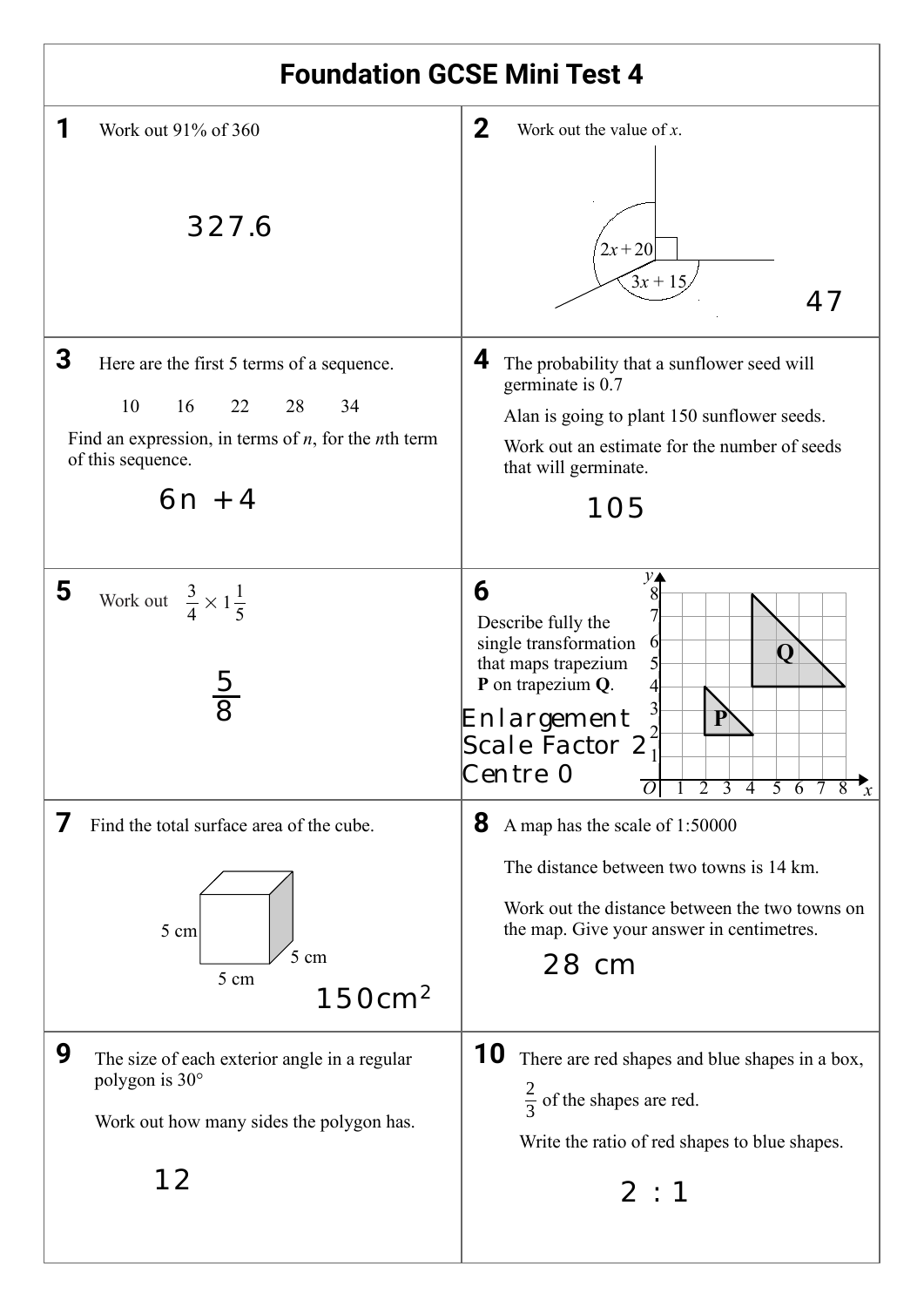# Foundation GCSE Mini Test 4

**1** Work out 91% of 360

327.6

**2** Work out the value of $x$.

$2x + 20$

$3x + 15$

47

**3** Here are the first 5 terms of a sequence.

10 16 22 28 34

Find an expression, in terms of $n$, for the $n$th term of this sequence.

$6n + 4$

**4** The probability that a sunflower seed will germinate is 0.7

Alan is going to plant 150 sunflower seeds.

Work out an estimate for the number of seeds that will germinate.

105

**5** Work out $\frac{3}{4} \times 1\frac{1}{5}$

$\frac{5}{8}$

**6** Describe fully the single transformation that maps trapezium **P** on trapezium **Q**.

Enlargement
Scale Factor 2
Centre O

**7** Find the total surface area of the cube.

5 cm, 5 cm, 5 cm

$150\text{cm}^2$

**8** A map has the scale of 1:50000

The distance between two towns is 14 km.

Work out the distance between the two towns on the map. Give your answer in centimetres.

28 cm

**9** The size of each exterior angle in a regular polygon is 30°

Work out how many sides the polygon has.

12

**10** There are red shapes and blue shapes in a box, $\frac{2}{3}$ of the shapes are red.

Write the ratio of red shapes to blue shapes.

2 : 1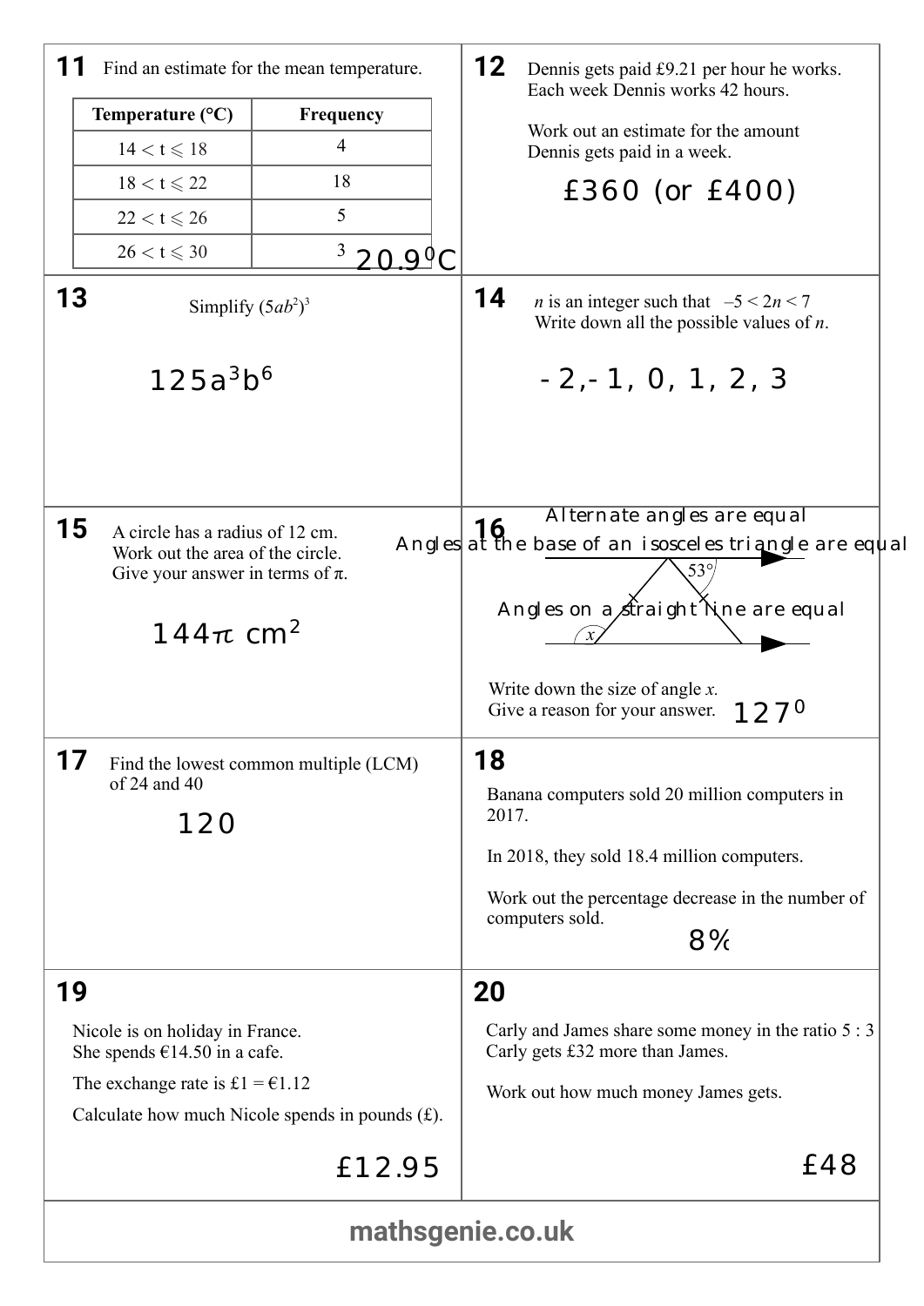**11** Find an estimate for the mean temperature.

| Temperature (°C) | Frequency |
|---|---|
| $14 < t \leqslant 18$ | 4 |
| $18 < t \leqslant 22$ | 18 |
| $22 < t \leqslant 26$ | 5 |
| $26 < t \leqslant 30$ | 3 |

$20.9^0$C

**12** Dennis gets paid £9.21 per hour he works.
Each week Dennis works 42 hours.

Work out an estimate for the amount Dennis gets paid in a week.

£360 (or £400)

**13** Simplify $(5ab^2)^3$

$125a^3b^6$

**14** $n$ is an integer such that $-5 < 2n < 7$
Write down all the possible values of $n$.

-2, -1, 0, 1, 2, 3

**15** A circle has a radius of 12 cm.
Work out the area of the circle.
Give your answer in terms of $\pi$.

$144\pi$ cm$^2$

**16**

Alternate angles are equal

Angles at the base of an isosceles triangle are equal

53°

Angles on a straight line are equal

$x$

Write down the size of angle $x$.
Give a reason for your answer. $127^0$

**17** Find the lowest common multiple (LCM) of 24 and 40

120

**18**

Banana computers sold 20 million computers in 2017.

In 2018, they sold 18.4 million computers.

Work out the percentage decrease in the number of computers sold.

8%

**19**

Nicole is on holiday in France.
She spends €14.50 in a cafe.

The exchange rate is £1 = €1.12

Calculate how much Nicole spends in pounds (£).

£12.95

**20**

Carly and James share some money in the ratio 5 : 3
Carly gets £32 more than James.

Work out how much money James gets.

£48

mathsgenie.co.uk